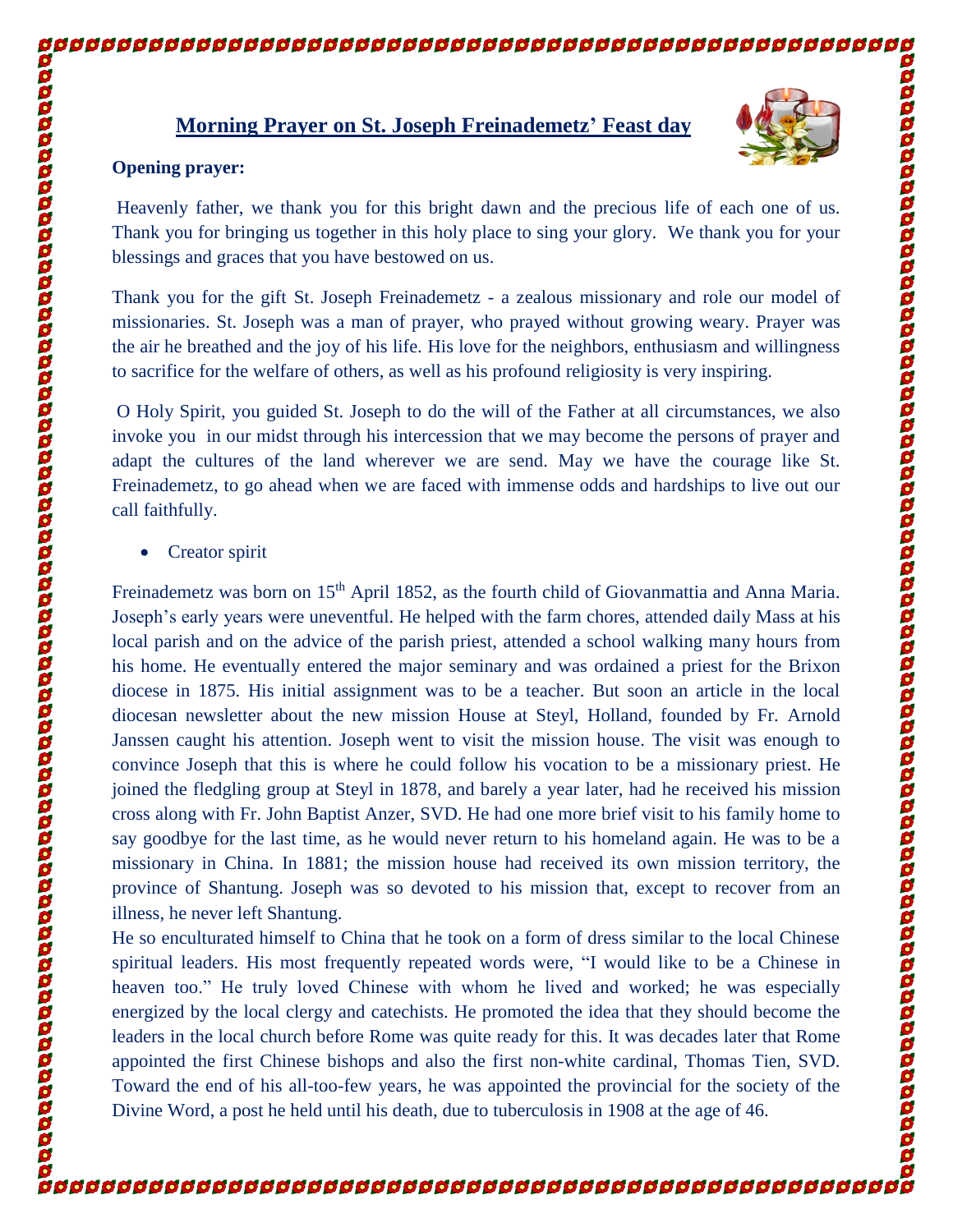# Morning Prayer on St. Joseph Freinademetz' Feast day

**Opening prayer:**

Heavenly father, we thank you for this bright dawn and the precious life of each one of us. Thank you for bringing us together in this holy place to sing your glory. We thank you for your blessings and graces that you have bestowed on us.

Thank you for the gift St. Joseph Freinademetz - a zealous missionary and role our model of missionaries. St. Joseph was a man of prayer, who prayed without growing weary. Prayer was the air he breathed and the joy of his life. His love for the neighbors, enthusiasm and willingness to sacrifice for the welfare of others, as well as his profound religiosity is very inspiring.

O Holy Spirit, you guided St. Joseph to do the will of the Father at all circumstances, we also invoke you in our midst through his intercession that we may become the persons of prayer and adapt the cultures of the land wherever we are send. May we have the courage like St. Freinademetz, to go ahead when we are faced with immense odds and hardships to live out our call faithfully.

- Creator spirit

Freinademetz was born on 15th April 1852, as the fourth child of Giovanmattia and Anna Maria. Joseph's early years were uneventful. He helped with the farm chores, attended daily Mass at his local parish and on the advice of the parish priest, attended a school walking many hours from his home. He eventually entered the major seminary and was ordained a priest for the Brixon diocese in 1875. His initial assignment was to be a teacher. But soon an article in the local diocesan newsletter about the new mission House at Steyl, Holland, founded by Fr. Arnold Janssen caught his attention. Joseph went to visit the mission house. The visit was enough to convince Joseph that this is where he could follow his vocation to be a missionary priest. He joined the fledgling group at Steyl in 1878, and barely a year later, had he received his mission cross along with Fr. John Baptist Anzer, SVD. He had one more brief visit to his family home to say goodbye for the last time, as he would never return to his homeland again. He was to be a missionary in China. In 1881; the mission house had received its own mission territory, the province of Shantung. Joseph was so devoted to his mission that, except to recover from an illness, he never left Shantung.

He so enculturated himself to China that he took on a form of dress similar to the local Chinese spiritual leaders. His most frequently repeated words were, "I would like to be a Chinese in heaven too." He truly loved Chinese with whom he lived and worked; he was especially energized by the local clergy and catechists. He promoted the idea that they should become the leaders in the local church before Rome was quite ready for this. It was decades later that Rome appointed the first Chinese bishops and also the first non-white cardinal, Thomas Tien, SVD. Toward the end of his all-too-few years, he was appointed the provincial for the society of the Divine Word, a post he held until his death, due to tuberculosis in 1908 at the age of 46.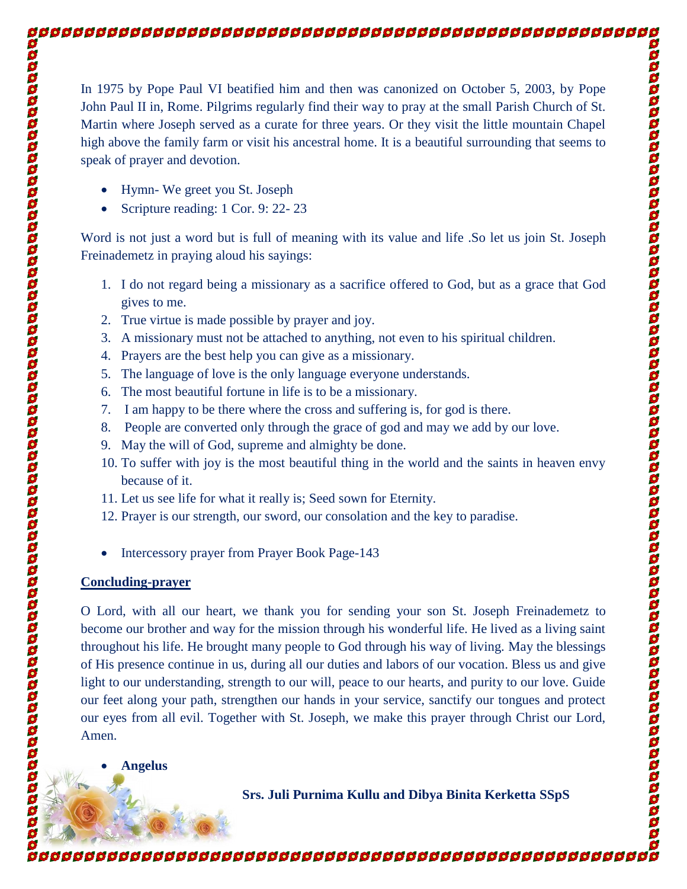In 1975 by Pope Paul VI beatified him and then was canonized on October 5, 2003, by Pope John Paul II in, Rome. Pilgrims regularly find their way to pray at the small Parish Church of St. Martin where Joseph served as a curate for three years. Or they visit the little mountain Chapel high above the family farm or visit his ancestral home. It is a beautiful surrounding that seems to speak of prayer and devotion.

- Hymn- We greet you St. Joseph
- Scripture reading: 1 Cor. 9: 22- 23

Word is not just a word but is full of meaning with its value and life .So let us join St. Joseph Freinademetz in praying aloud his sayings:

1. I do not regard being a missionary as a sacrifice offered to God, but as a grace that God gives to me.
2. True virtue is made possible by prayer and joy.
3. A missionary must not be attached to anything, not even to his spiritual children.
4. Prayers are the best help you can give as a missionary.
5. The language of love is the only language everyone understands.
6. The most beautiful fortune in life is to be a missionary.
7. I am happy to be there where the cross and suffering is, for god is there.
8. People are converted only through the grace of god and may we add by our love.
9. May the will of God, supreme and almighty be done.
10. To suffer with joy is the most beautiful thing in the world and the saints in heaven envy because of it.
11. Let us see life for what it really is; Seed sown for Eternity.
12. Prayer is our strength, our sword, our consolation and the key to paradise.

- Intercessory prayer from Prayer Book Page-143

**Concluding-prayer**

O Lord, with all our heart, we thank you for sending your son St. Joseph Freinademetz to become our brother and way for the mission through his wonderful life. He lived as a living saint throughout his life. He brought many people to God through his way of living. May the blessings of His presence continue in us, during all our duties and labors of our vocation. Bless us and give light to our understanding, strength to our will, peace to our hearts, and purity to our love. Guide our feet along your path, strengthen our hands in your service, sanctify our tongues and protect our eyes from all evil. Together with St. Joseph, we make this prayer through Christ our Lord, Amen.

- **Angelus**

**Srs. Juli Purnima Kullu and Dibya Binita Kerketta SSpS**